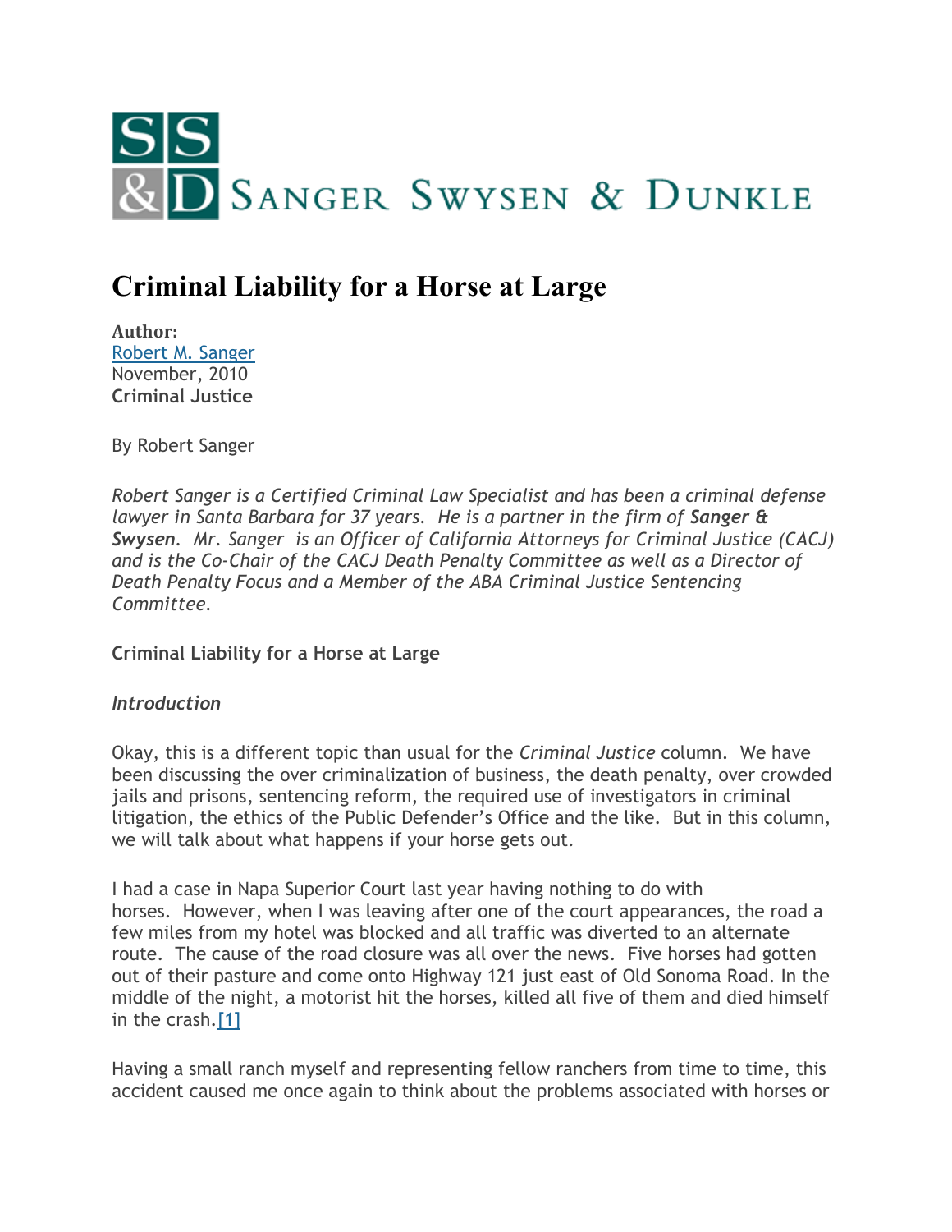SANGER SWYSEN & DUNKLE

# Criminal Liability for a Horse at Large

**Author:**
Robert M. Sanger
November, 2010
**Criminal Justice**

By Robert Sanger

*Robert Sanger is a Certified Criminal Law Specialist and has been a criminal defense lawyer in Santa Barbara for 37 years. He is a partner in the firm of **Sanger & Swysen**. Mr. Sanger is an Officer of California Attorneys for Criminal Justice (CACJ) and is the Co-Chair of the CACJ Death Penalty Committee as well as a Director of Death Penalty Focus and a Member of the ABA Criminal Justice Sentencing Committee.*

**Criminal Liability for a Horse at Large**

***Introduction***

Okay, this is a different topic than usual for the *Criminal Justice* column. We have been discussing the over criminalization of business, the death penalty, over crowded jails and prisons, sentencing reform, the required use of investigators in criminal litigation, the ethics of the Public Defender's Office and the like. But in this column, we will talk about what happens if your horse gets out.

I had a case in Napa Superior Court last year having nothing to do with horses. However, when I was leaving after one of the court appearances, the road a few miles from my hotel was blocked and all traffic was diverted to an alternate route. The cause of the road closure was all over the news. Five horses had gotten out of their pasture and come onto Highway 121 just east of Old Sonoma Road. In the middle of the night, a motorist hit the horses, killed all five of them and died himself in the crash.[1]

Having a small ranch myself and representing fellow ranchers from time to time, this accident caused me once again to think about the problems associated with horses or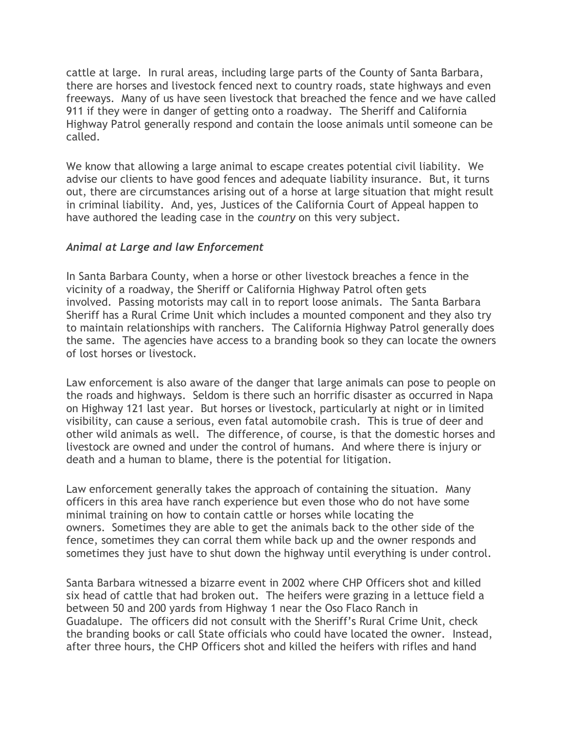cattle at large. In rural areas, including large parts of the County of Santa Barbara, there are horses and livestock fenced next to country roads, state highways and even freeways. Many of us have seen livestock that breached the fence and we have called 911 if they were in danger of getting onto a roadway. The Sheriff and California Highway Patrol generally respond and contain the loose animals until someone can be called.

We know that allowing a large animal to escape creates potential civil liability. We advise our clients to have good fences and adequate liability insurance. But, it turns out, there are circumstances arising out of a horse at large situation that might result in criminal liability. And, yes, Justices of the California Court of Appeal happen to have authored the leading case in the *country* on this very subject.

### *Animal at Large and law Enforcement*

In Santa Barbara County, when a horse or other livestock breaches a fence in the vicinity of a roadway, the Sheriff or California Highway Patrol often gets involved. Passing motorists may call in to report loose animals. The Santa Barbara Sheriff has a Rural Crime Unit which includes a mounted component and they also try to maintain relationships with ranchers. The California Highway Patrol generally does the same. The agencies have access to a branding book so they can locate the owners of lost horses or livestock.

Law enforcement is also aware of the danger that large animals can pose to people on the roads and highways. Seldom is there such an horrific disaster as occurred in Napa on Highway 121 last year. But horses or livestock, particularly at night or in limited visibility, can cause a serious, even fatal automobile crash. This is true of deer and other wild animals as well. The difference, of course, is that the domestic horses and livestock are owned and under the control of humans. And where there is injury or death and a human to blame, there is the potential for litigation.

Law enforcement generally takes the approach of containing the situation. Many officers in this area have ranch experience but even those who do not have some minimal training on how to contain cattle or horses while locating the owners. Sometimes they are able to get the animals back to the other side of the fence, sometimes they can corral them while back up and the owner responds and sometimes they just have to shut down the highway until everything is under control.

Santa Barbara witnessed a bizarre event in 2002 where CHP Officers shot and killed six head of cattle that had broken out. The heifers were grazing in a lettuce field a between 50 and 200 yards from Highway 1 near the Oso Flaco Ranch in Guadalupe. The officers did not consult with the Sheriff's Rural Crime Unit, check the branding books or call State officials who could have located the owner. Instead, after three hours, the CHP Officers shot and killed the heifers with rifles and hand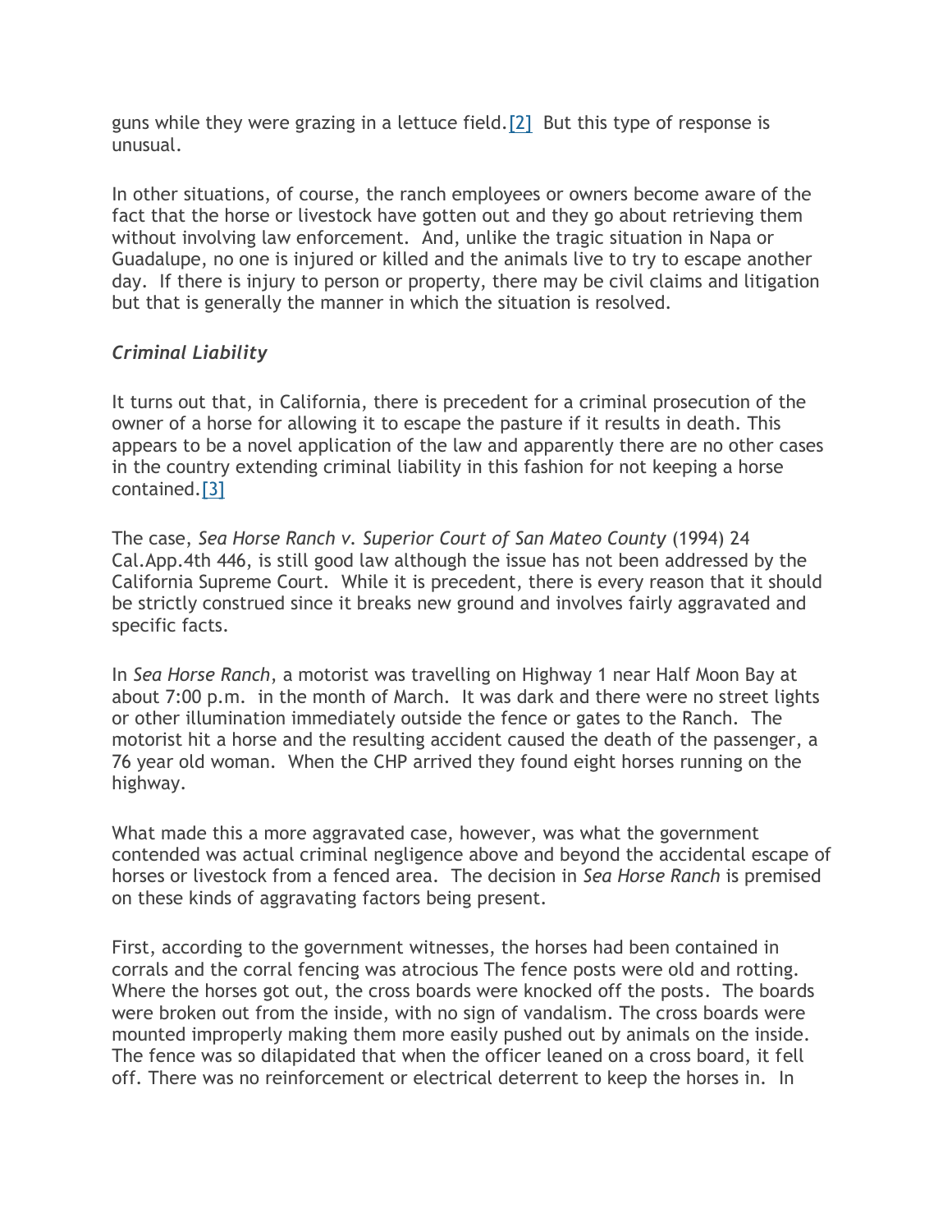guns while they were grazing in a lettuce field.[2] But this type of response is unusual.

In other situations, of course, the ranch employees or owners become aware of the fact that the horse or livestock have gotten out and they go about retrieving them without involving law enforcement. And, unlike the tragic situation in Napa or Guadalupe, no one is injured or killed and the animals live to try to escape another day. If there is injury to person or property, there may be civil claims and litigation but that is generally the manner in which the situation is resolved.

### *Criminal Liability*

It turns out that, in California, there is precedent for a criminal prosecution of the owner of a horse for allowing it to escape the pasture if it results in death. This appears to be a novel application of the law and apparently there are no other cases in the country extending criminal liability in this fashion for not keeping a horse contained.[3]

The case, *Sea Horse Ranch v. Superior Court of San Mateo County* (1994) 24 Cal.App.4th 446, is still good law although the issue has not been addressed by the California Supreme Court. While it is precedent, there is every reason that it should be strictly construed since it breaks new ground and involves fairly aggravated and specific facts.

In *Sea Horse Ranch*, a motorist was travelling on Highway 1 near Half Moon Bay at about 7:00 p.m. in the month of March. It was dark and there were no street lights or other illumination immediately outside the fence or gates to the Ranch. The motorist hit a horse and the resulting accident caused the death of the passenger, a 76 year old woman. When the CHP arrived they found eight horses running on the highway.

What made this a more aggravated case, however, was what the government contended was actual criminal negligence above and beyond the accidental escape of horses or livestock from a fenced area. The decision in *Sea Horse Ranch* is premised on these kinds of aggravating factors being present.

First, according to the government witnesses, the horses had been contained in corrals and the corral fencing was atrocious The fence posts were old and rotting. Where the horses got out, the cross boards were knocked off the posts. The boards were broken out from the inside, with no sign of vandalism. The cross boards were mounted improperly making them more easily pushed out by animals on the inside. The fence was so dilapidated that when the officer leaned on a cross board, it fell off. There was no reinforcement or electrical deterrent to keep the horses in. In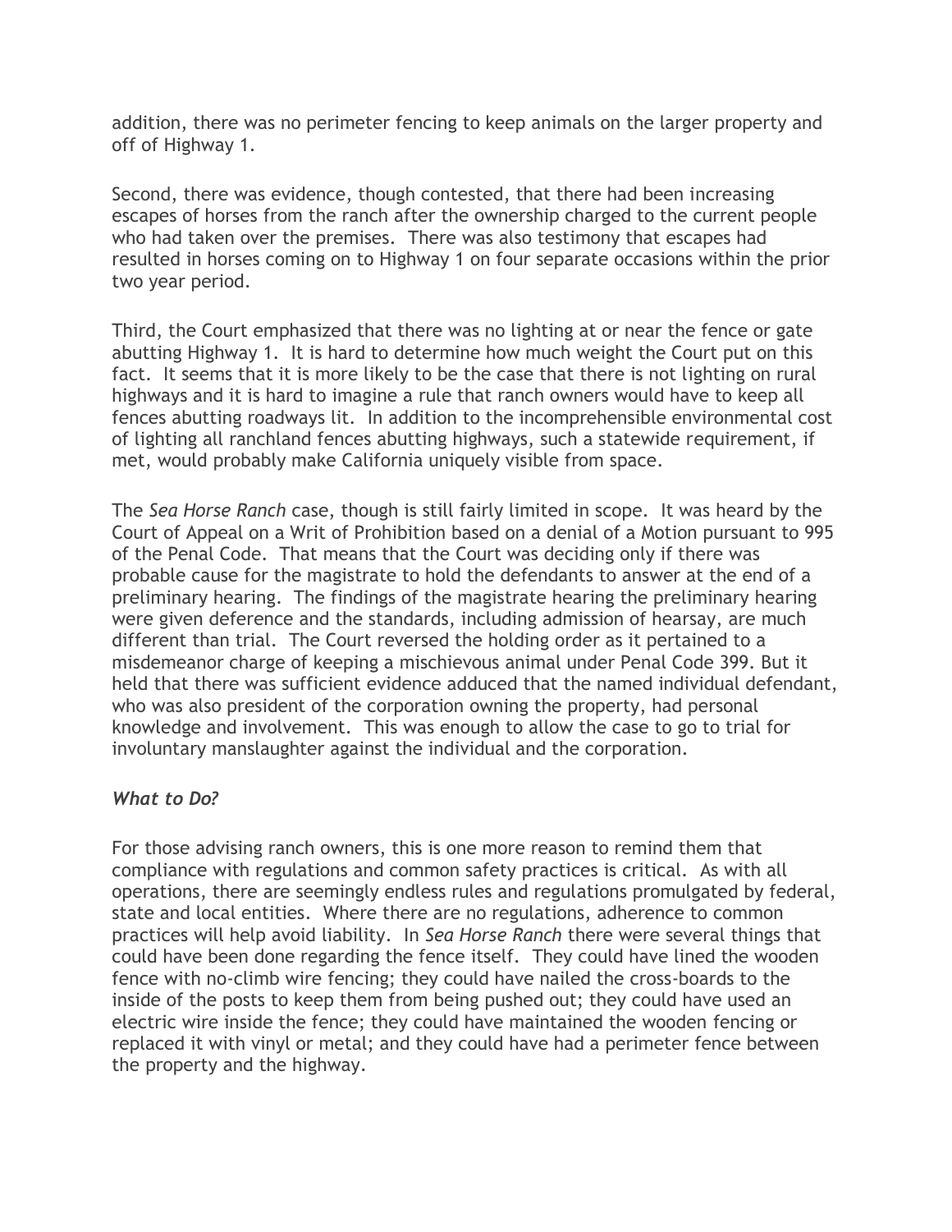addition, there was no perimeter fencing to keep animals on the larger property and off of Highway 1.

Second, there was evidence, though contested, that there had been increasing escapes of horses from the ranch after the ownership charged to the current people who had taken over the premises. There was also testimony that escapes had resulted in horses coming on to Highway 1 on four separate occasions within the prior two year period.

Third, the Court emphasized that there was no lighting at or near the fence or gate abutting Highway 1. It is hard to determine how much weight the Court put on this fact. It seems that it is more likely to be the case that there is not lighting on rural highways and it is hard to imagine a rule that ranch owners would have to keep all fences abutting roadways lit. In addition to the incomprehensible environmental cost of lighting all ranchland fences abutting highways, such a statewide requirement, if met, would probably make California uniquely visible from space.

The *Sea Horse Ranch* case, though is still fairly limited in scope. It was heard by the Court of Appeal on a Writ of Prohibition based on a denial of a Motion pursuant to 995 of the Penal Code. That means that the Court was deciding only if there was probable cause for the magistrate to hold the defendants to answer at the end of a preliminary hearing. The findings of the magistrate hearing the preliminary hearing were given deference and the standards, including admission of hearsay, are much different than trial. The Court reversed the holding order as it pertained to a misdemeanor charge of keeping a mischievous animal under Penal Code 399. But it held that there was sufficient evidence adduced that the named individual defendant, who was also president of the corporation owning the property, had personal knowledge and involvement. This was enough to allow the case to go to trial for involuntary manslaughter against the individual and the corporation.

### *What to Do?*

For those advising ranch owners, this is one more reason to remind them that compliance with regulations and common safety practices is critical. As with all operations, there are seemingly endless rules and regulations promulgated by federal, state and local entities. Where there are no regulations, adherence to common practices will help avoid liability. In *Sea Horse Ranch* there were several things that could have been done regarding the fence itself. They could have lined the wooden fence with no-climb wire fencing; they could have nailed the cross-boards to the inside of the posts to keep them from being pushed out; they could have used an electric wire inside the fence; they could have maintained the wooden fencing or replaced it with vinyl or metal; and they could have had a perimeter fence between the property and the highway.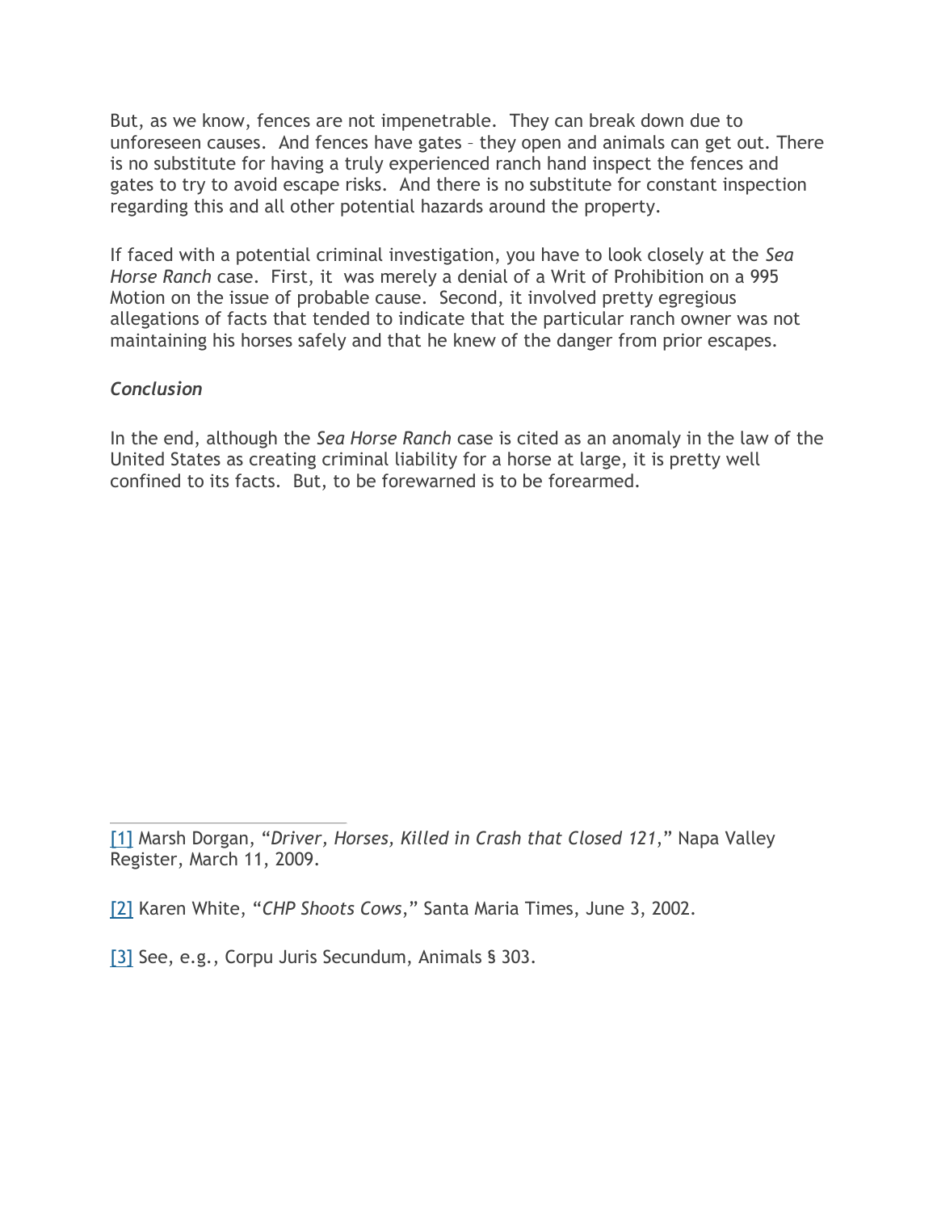But, as we know, fences are not impenetrable. They can break down due to unforeseen causes. And fences have gates – they open and animals can get out. There is no substitute for having a truly experienced ranch hand inspect the fences and gates to try to avoid escape risks. And there is no substitute for constant inspection regarding this and all other potential hazards around the property.

If faced with a potential criminal investigation, you have to look closely at the *Sea Horse Ranch* case. First, it was merely a denial of a Writ of Prohibition on a 995 Motion on the issue of probable cause. Second, it involved pretty egregious allegations of facts that tended to indicate that the particular ranch owner was not maintaining his horses safely and that he knew of the danger from prior escapes.

### *Conclusion*

In the end, although the *Sea Horse Ranch* case is cited as an anomaly in the law of the United States as creating criminal liability for a horse at large, it is pretty well confined to its facts. But, to be forewarned is to be forearmed.

---

[1] Marsh Dorgan, "*Driver, Horses, Killed in Crash that Closed 121*," Napa Valley Register, March 11, 2009.

[2] Karen White, "*CHP Shoots Cows*," Santa Maria Times, June 3, 2002.

[3] See, e.g., Corpu Juris Secundum, Animals § 303.